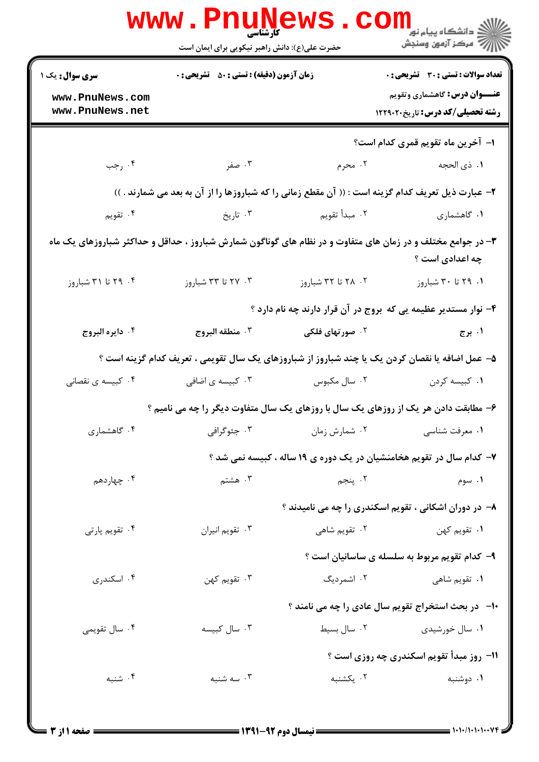کارشناسی

حضرت علی(ع): دانش راهبر نیکویی برای ایمان است

**سری سوال:** یک ۱ | **زمان آزمون (دقیقه) : تستی : ۵۰ تشریحی : ۰** | **تعداد سوالات : تستی : ۳۰ تشریحی : ۰**

**عنـــوان درس:** گاهشماری وتقویم

**رشته تحصیلی/کد درس:** تاریخ۱۲۲۹۰۲۰

۱- آخرین ماه تقویم قمری کدام است؟

۱. ذی الحجه ۲. محرم ۳. صفر ۴. رجب

۲- عبارت ذیل تعریف کدام گزینه است : (( آن مقطع زمانی را که شباروزها را از آن به بعد می شمارند . ))

۱. گاهشماری ۲. مبدأ تقویم ۳. تاریخ ۴. تقویم

۳- در جوامع مختلف و در زمان های متفاوت و در نظام های گوناگون شمارش شباروز ، حداقل و حداکثر شباروزهای یک ماه چه اعدادی است ؟

۱. ۲۹ تا ۳۰ شباروز ۲. ۲۸ تا ۳۲ شباروز ۳. ۲۷ تا ۳۳ شباروز ۴. ۲۹ تا ۳۱ شباروز

۴- نوار مستدیر عظیمه یی که بروج در آن قرار دارند چه نام دارد ؟

۱. برج ۲. صورتهای فلکی ۳. منطقه البروج ۴. دایره البروج

۵- عمل اضافه یا نقصان کردن یک یا چند شباروز از شباروزهای یک سال تقویمی ، تعریف کدام گزینه است ؟

۱. کبیسه کردن ۲. سال مکبوس ۳. کبیسه ی اضافی ۴. کبیسه ی نقصانی

۶- مطابقت دادن هر یک از روزهای یک سال با روزهای یک سال متفاوت دیگر را چه می نامیم ؟

۱. معرفت شناسی ۲. شمارش زمان ۳. جئوگرافی ۴. گاهشماری

۷- کدام سال در تقویم هخامنشیان در یک دوره ی ۱۹ ساله ، کبیسه نمی شد ؟

۱. سوم ۲. پنجم ۳. هشتم ۴. چهاردهم

۸- در دوران اشکانی ، تقویم اسکندری را چه می نامیدند ؟

۱. تقویم کهن ۲. تقویم شاهی ۳. تقویم انیران ۴. تقویم پارتی

۹- کدام تقویم مربوط به سلسله ی ساسانیان است ؟

۱. تقویم شاهی ۲. اشمردیگ ۳. تقویم کهن ۴. اسکندری

۱۰- در بحث استخراج تقویم سال عادی را چه می نامند ؟

۱. سال خورشیدی ۲. سال بسیط ۳. سال کبیسه ۴. سال تقویمی

۱۱- روز مبدأ تقویم اسکندری چه روزی است ؟

۱. دوشنبه ۲. یکشنبه ۳. سه شنبه ۴. شنبه

نیمسال دوم ۹۲-۱۳۹۱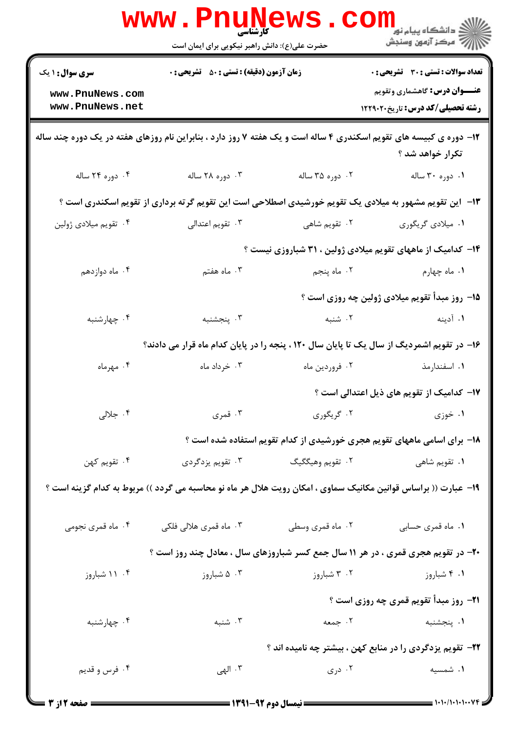**تعداد سوالات : تستی : ۳۰ تشریحی : ۰** | **زمان آزمون (دقیقه) : تستی : ۵۰ تشریحی : ۰** | **سری سوال : ۱ یک**

**عنـــوان درس:** گاهشماری وتقویم

**رشته تحصیلی/کد درس:** تاریخ۱۲۲۹۰۲۰

---

**۱۲- دوره ی کبیسه های تقویم اسکندری ۴ ساله است و یک هفته ۷ روز دارد ، بنابراین نام روزهای هفته در یک دوره چند ساله تکرار خواهد شد ؟**

۱. دوره ۳۰ ساله
۲. دوره ۳۵ ساله
۳. دوره ۲۸ ساله
۴. دوره ۲۴ ساله

**۱۳- این تقویم مشهور به میلادی یک تقویم خورشیدی اصطلاحی است این تقویم گرته برداری از تقویم اسکندری است ؟**

۱. میلادی گریگوری
۲. تقویم شاهی
۳. تقویم اعتدالی
۴. تقویم میلادی ژولین

**۱۴- کدامیک از ماههای تقویم میلادی ژولین ، ۳۱ شباروزی نیست ؟**

۱. ماه چهارم
۲. ماه پنجم
۳. ماه هفتم
۴. ماه دوازدهم

**۱۵- روز مبدأ تقویم میلادی ژولین چه روزی است ؟**

۱. آدینه
۲. شنبه
۳. پنجشنبه
۴. چهارشنبه

**۱۶- در تقویم اشمردیگ از سال یک تا پایان سال ۱۲۰ ، پنجه را در پایان کدام ماه قرار می دادند؟**

۱. اسفندارمذ
۲. فروردین ماه
۳. خرداد ماه
۴. مهرماه

**۱۷- کدامیک از تقویم های ذیل اعتدالی است ؟**

۱. خوزی
۲. گریگوری
۳. قمری
۴. جلالی

**۱۸- برای اسامی ماههای تقویم هجری خورشیدی از کدام تقویم استفاده شده است ؟**

۱. تقویم شاهی
۲. تقویم وهیگگیگ
۳. تقویم یزدگردی
۴. تقویم کهن

**۱۹- عبارت (( براساس قوانین مکانیک سماوی ، امکان رویت هلال هر ماه نو محاسبه می گردد )) مربوط به کدام گزینه است ؟**

۱. ماه قمری حسابی
۲. ماه قمری وسطی
۳. ماه قمری هلالی فلکی
۴. ماه قمری نجومی

**۲۰- در تقویم هجری قمری ، در هر ۱۱ سال جمع کسر شباروزهای سال ، معادل چند روز است ؟**

۱. ۴ شباروز
۲. ۳ شباروز
۳. ۵ شباروز
۴. ۱۱ شباروز

**۲۱- روز مبدأ تقویم قمری چه روزی است ؟**

۱. پنجشنبه
۲. جمعه
۳. شنبه
۴. چهارشنبه

**۲۲- تقویم یزدگردی را در منابع کهن ، بیشتر چه نامیده اند ؟**

۱. شمسیه
۲. دری
۳. الهی
۴. فرس و قدیم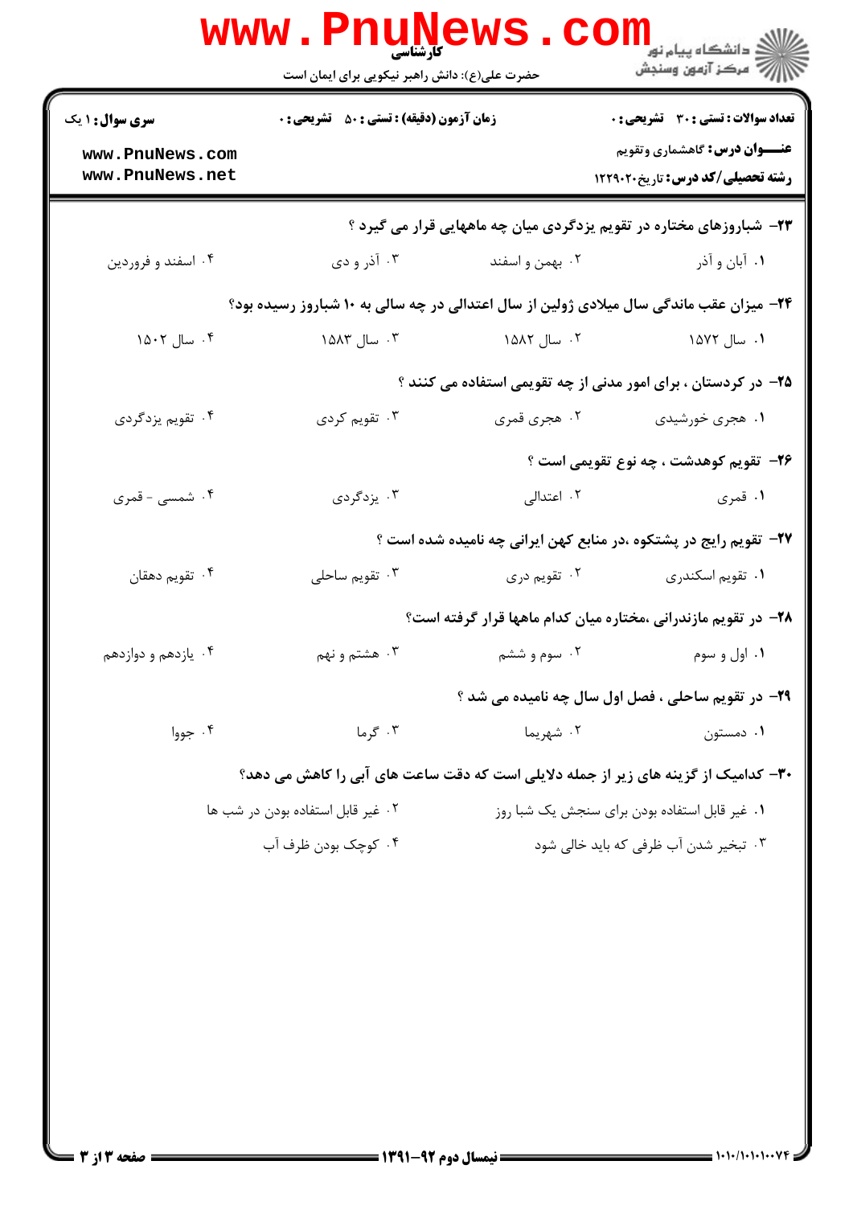۲۳- شباروزهای مختاره در تقویم یزدگردی میان چه ماههایی قرار می گیرد ؟

۱. آبان و آذر
۲. بهمن و اسفند
۳. آذر و دی
۴. اسفند و فروردین

۲۴- میزان عقب ماندگی سال میلادی ژولین از سال اعتدالی در چه سالی به ۱۰ شباروز رسیده بود؟

۱. سال ۱۵۷۲
۲. سال ۱۵۸۲
۳. سال ۱۵۸۳
۴. سال ۱۵۰۲

۲۵- در کردستان ، برای امور مدنی از چه تقویمی استفاده می کنند ؟

۱. هجری خورشیدی
۲. هجری قمری
۳. تقویم کردی
۴. تقویم یزدگردی

۲۶- تقویم کوهدشت ، چه نوع تقویمی است ؟

۱. قمری
۲. اعتدالی
۳. یزدگردی
۴. شمسی - قمری

۲۷- تقویم رایج در پشتکوه ،در منابع کهن ایرانی چه نامیده شده است ؟

۱. تقویم اسکندری
۲. تقویم دری
۳. تقویم ساحلی
۴. تقویم دهقان

۲۸- در تقویم مازندرانی ،مختاره میان کدام ماهها قرار گرفته است؟

۱. اول و سوم
۲. سوم و ششم
۳. هشتم و نهم
۴. یازدهم و دوازدهم

۲۹- در تقویم ساحلی ، فصل اول سال چه نامیده می شد ؟

۱. دمستون
۲. شهریما
۳. گرما
۴. جووا

۳۰- کدامیک از گزینه های زیر از جمله دلایلی است که دقت ساعت های آبی را کاهش می دهد؟

۱. غیر قابل استفاده بودن برای سنجش یک شبا روز
۲. غیر قابل استفاده بودن در شب ها
۳. تبخیر شدن آب ظرفی که باید خالی شود
۴. کوچک بودن ظرف آب